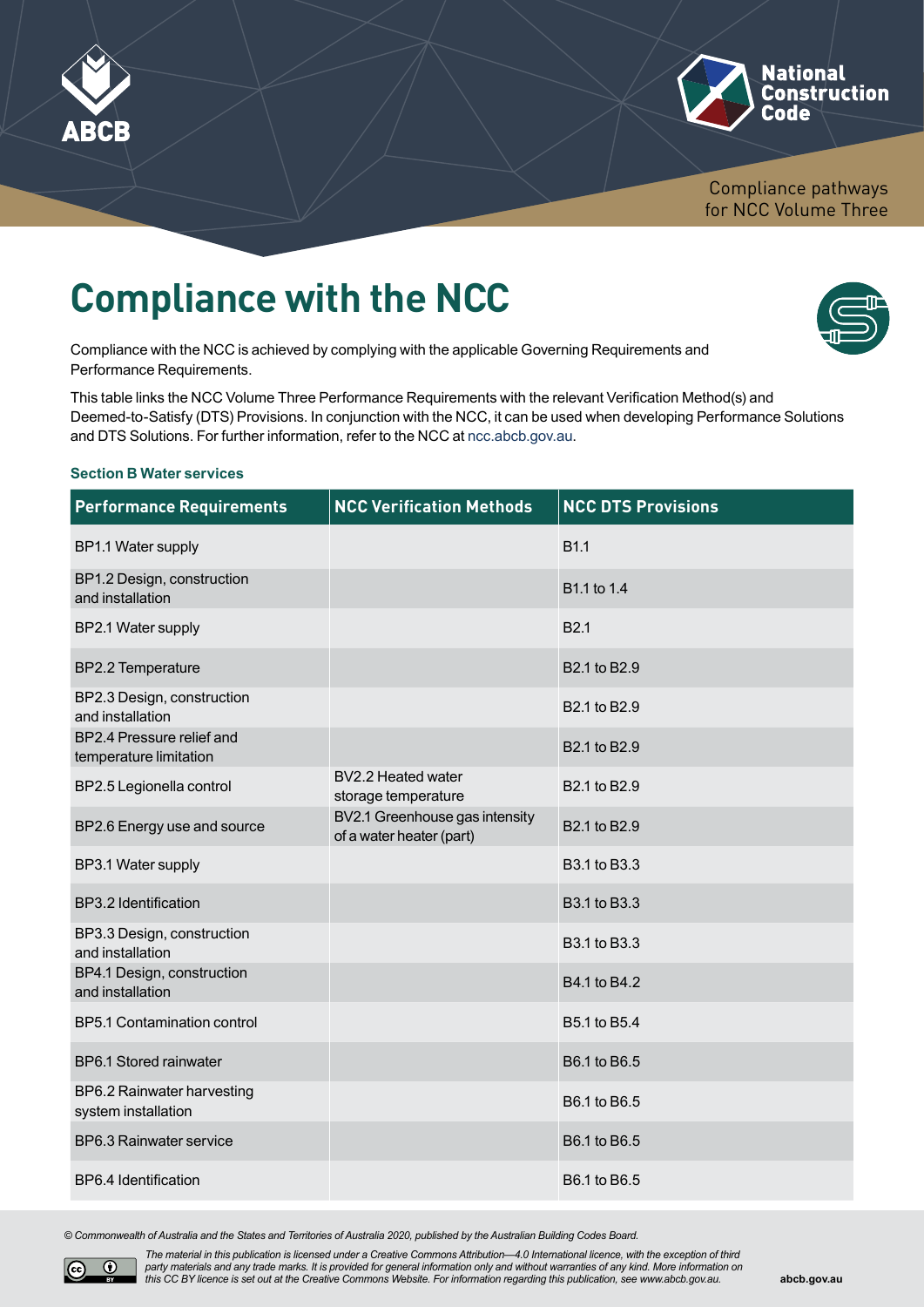Compliance pathways for NCC Volume Three

# Compliance with the NCC

Compliance with the NCC is achieved by complying with the applicable Governing Requirements and Performance Requirements.

This table links the NCC Volume Three Performance Requirements with the relevant Verification Method(s) and Deemed-to-Satisfy (DTS) Provisions. In conjunction with the NCC, it can be used when developing Performance Solutions and DTS Solutions. For further information, refer to the NCC at ncc.abcb.gov.au.

### Section B Water services

| Performance Requirements | NCC Verification Methods | NCC DTS Provisions |
|---|---|---|
| BP1.1 Water supply | | B1.1 |
| BP1.2 Design, construction and installation | | B1.1 to 1.4 |
| BP2.1 Water supply | | B2.1 |
| BP2.2 Temperature | | B2.1 to B2.9 |
| BP2.3 Design, construction and installation | | B2.1 to B2.9 |
| BP2.4 Pressure relief and temperature limitation | | B2.1 to B2.9 |
| BP2.5 Legionella control | BV2.2 Heated water storage temperature | B2.1 to B2.9 |
| BP2.6 Energy use and source | BV2.1 Greenhouse gas intensity of a water heater (part) | B2.1 to B2.9 |
| BP3.1 Water supply | | B3.1 to B3.3 |
| BP3.2 Identification | | B3.1 to B3.3 |
| BP3.3 Design, construction and installation | | B3.1 to B3.3 |
| BP4.1 Design, construction and installation | | B4.1 to B4.2 |
| BP5.1 Contamination control | | B5.1 to B5.4 |
| BP6.1 Stored rainwater | | B6.1 to B6.5 |
| BP6.2 Rainwater harvesting system installation | | B6.1 to B6.5 |
| BP6.3 Rainwater service | | B6.1 to B6.5 |
| BP6.4 Identification | | B6.1 to B6.5 |

*© Commonwealth of Australia and the States and Territories of Australia 2020, published by the Australian Building Codes Board.*

*The material in this publication is licensed under a Creative Commons Attribution—4.0 International licence, with the exception of third party materials and any trade marks. It is provided for general information only and without warranties of any kind. More information on this CC BY licence is set out at the Creative Commons Website. For information regarding this publication, see www.abcb.gov.au.*

abcb.gov.au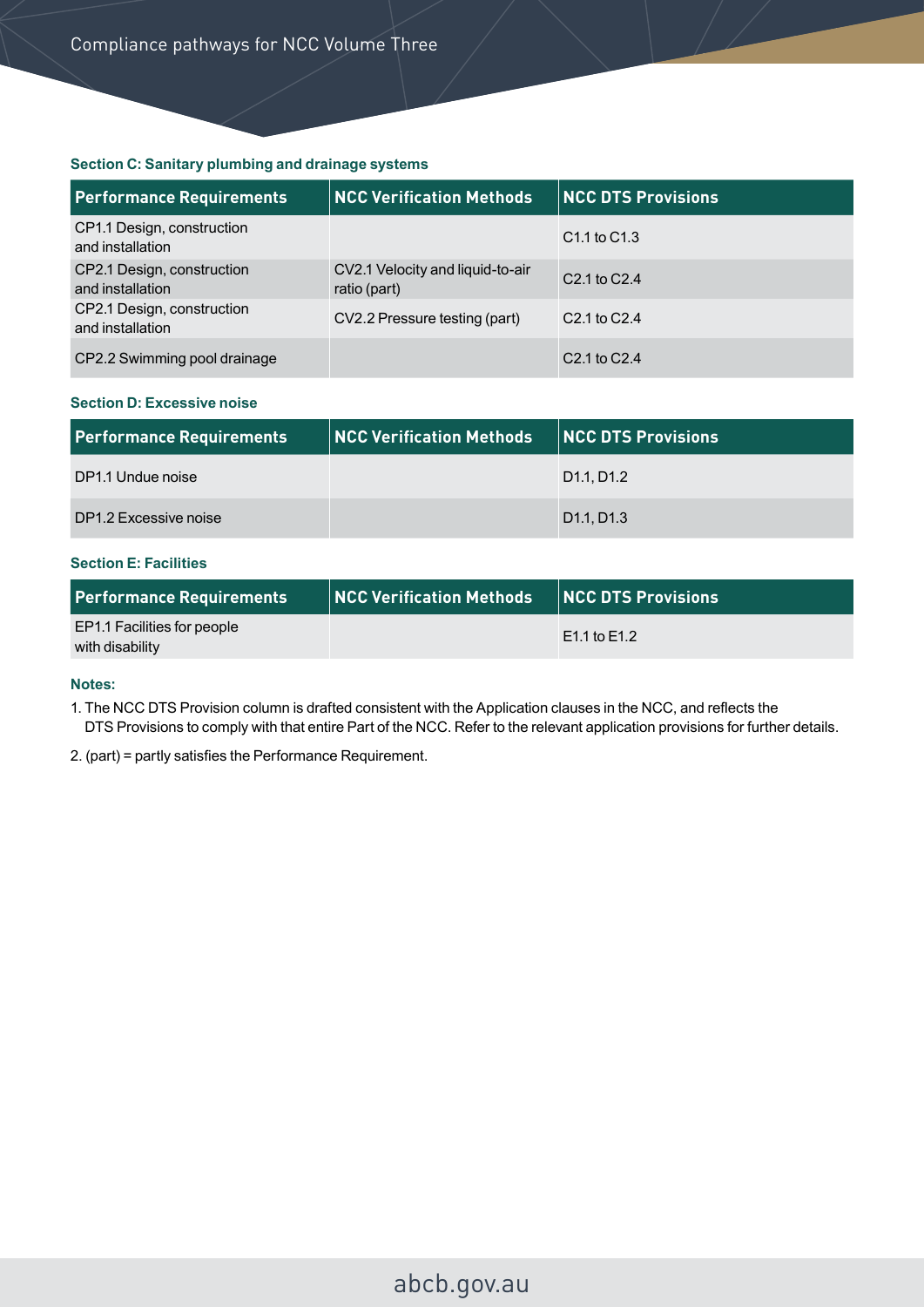### Section C: Sanitary plumbing and drainage systems

| Performance Requirements | NCC Verification Methods | NCC DTS Provisions |
| --- | --- | --- |
| CP1.1 Design, construction and installation | | C1.1 to C1.3 |
| CP2.1 Design, construction and installation | CV2.1 Velocity and liquid-to-air ratio (part) | C2.1 to C2.4 |
| CP2.1 Design, construction and installation | CV2.2 Pressure testing (part) | C2.1 to C2.4 |
| CP2.2 Swimming pool drainage | | C2.1 to C2.4 |

### Section D: Excessive noise

| Performance Requirements | NCC Verification Methods | NCC DTS Provisions |
| --- | --- | --- |
| DP1.1 Undue noise | | D1.1, D1.2 |
| DP1.2 Excessive noise | | D1.1, D1.3 |

### Section E: Facilities

| Performance Requirements | NCC Verification Methods | NCC DTS Provisions |
| --- | --- | --- |
| EP1.1 Facilities for people with disability | | E1.1 to E1.2 |

**Notes:**

1. The NCC DTS Provision column is drafted consistent with the Application clauses in the NCC, and reflects the DTS Provisions to comply with that entire Part of the NCC. Refer to the relevant application provisions for further details.
2. (part) = partly satisfies the Performance Requirement.